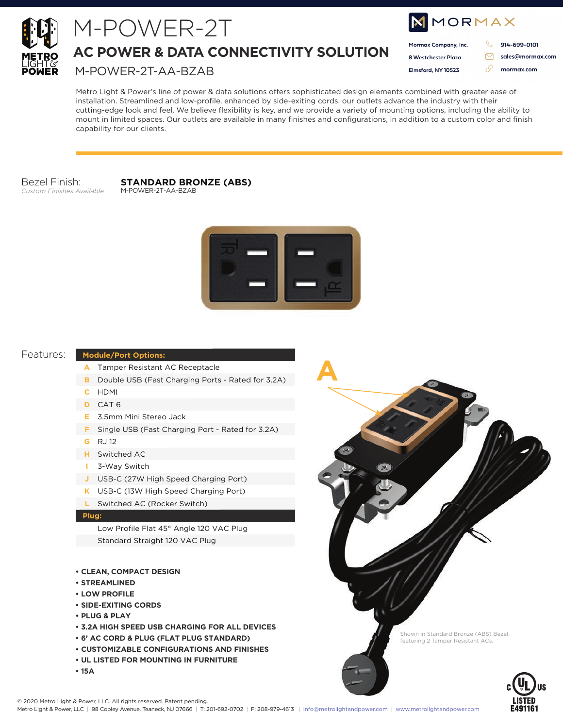METRO LIGHT & POWER

# M-POWER-2T

## AC POWER & DATA CONNECTIVITY SOLUTION

M-POWER-2T-AA-BZAB

MORMAX

Mormax Company, Inc.
8 Westchester Plaza
Elmsford, NY 10523

914-699-0101
sales@mormax.com
mormax.com

Metro Light & Power's line of power & data solutions offers sophisticated design elements combined with greater ease of installation. Streamlined and low-profile, enhanced by side-exiting cords, our outlets advance the industry with their cutting-edge look and feel. We believe flexibility is key, and we provide a variety of mounting options, including the ability to mount in limited spaces. Our outlets are available in many finishes and configurations, in addition to a custom color and finish capability for our clients.

Bezel Finish:
*Custom Finishes Available*

**STANDARD BRONZE (ABS)**
M-POWER-2T-AA-BZAB

Features:

| Module/Port Options: | |
|---|---|
| A | Tamper Resistant AC Receptacle |
| B | Double USB (Fast Charging Ports - Rated for 3.2A) |
| C | HDMI |
| D | CAT 6 |
| E | 3.5mm Mini Stereo Jack |
| F | Single USB (Fast Charging Port - Rated for 3.2A) |
| G | RJ 12 |
| H | Switched AC |
| I | 3-Way Switch |
| J | USB-C (27W High Speed Charging Port) |
| K | USB-C (13W High Speed Charging Port) |
| L | Switched AC (Rocker Switch) |
| **Plug:** | |
| | Low Profile Flat 45° Angle 120 VAC Plug |
| | Standard Straight 120 VAC Plug |

- **CLEAN, COMPACT DESIGN**
- **STREAMLINED**
- **LOW PROFILE**
- **SIDE-EXITING CORDS**
- **PLUG & PLAY**
- **3.2A HIGH SPEED USB CHARGING FOR ALL DEVICES**
- **6' AC CORD & PLUG (FLAT PLUG STANDARD)**
- **CUSTOMIZABLE CONFIGURATIONS AND FINISHES**
- **UL LISTED FOR MOUNTING IN FURNITURE**
- **15A**

A

Shown in Standard Bronze (ABS) Bezel, featuring 2 Tamper Resistant ACs.

c UL us LISTED E491161

© 2020 Metro Light & Power, LLC. All rights reserved. Patent pending.
Metro Light & Power, LLC | 98 Copley Avenue, Teaneck, NJ 07666 | T: 201-692-0702 | F: 208-979-4613 | info@metrolightandpower.com | www.metrolightandpower.com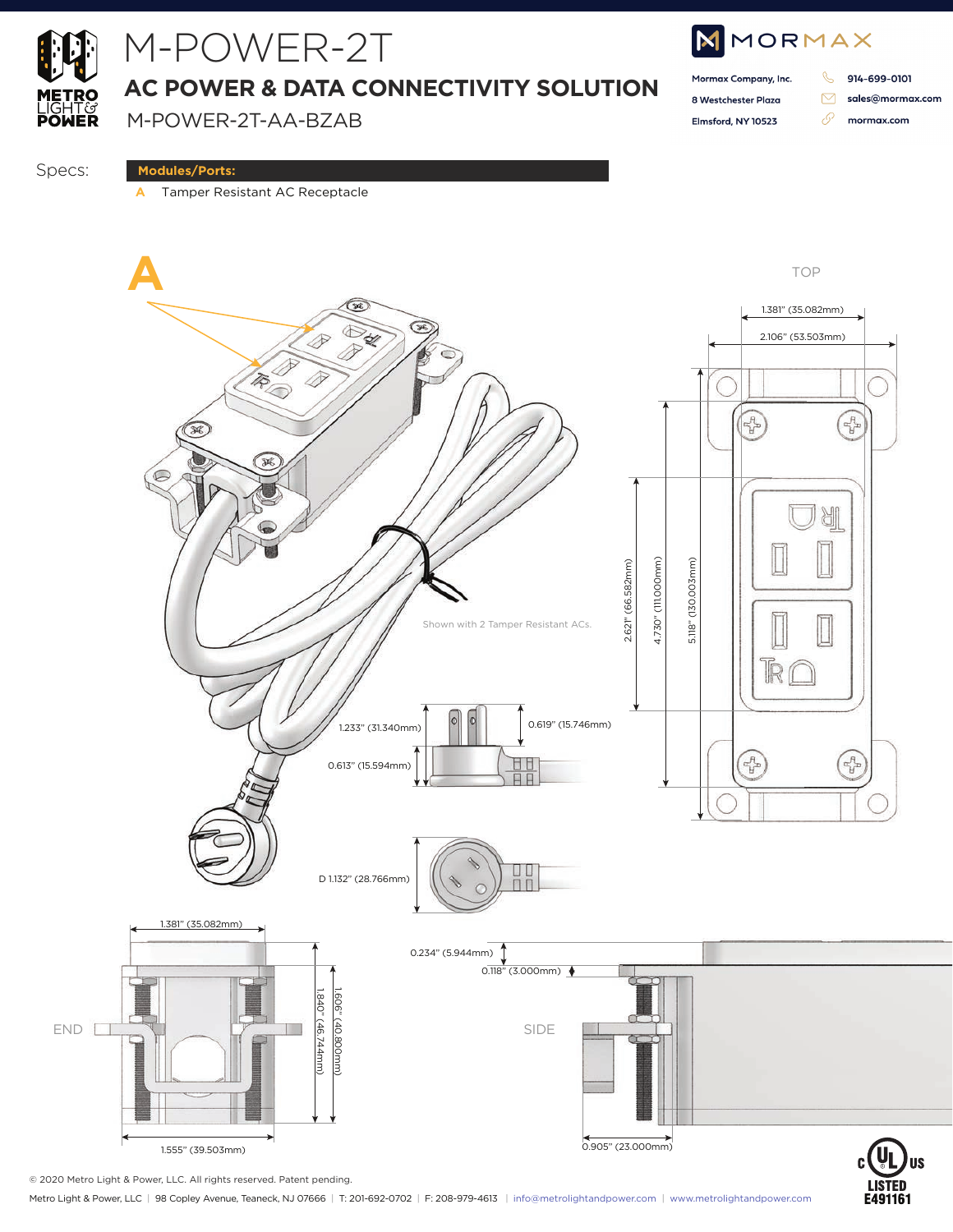# M-POWER-2T

## AC POWER & DATA CONNECTIVITY SOLUTION

M-POWER-2T-AA-BZAB

MORMAX

Mormax Company, Inc.
8 Westchester Plaza
Elmsford, NY 10523

914-699-0101
sales@mormax.com
mormax.com

Specs:

**Modules/Ports:**

A Tamper Resistant AC Receptacle

A

TOP

1.381" (35.082mm)
2.106" (53.503mm)
2.621" (66.582mm)
4.730" (111.000mm)
5.118" (130.003mm)

Shown with 2 Tamper Resistant ACs.

1.233" (31.340mm)
0.619" (15.746mm)
0.613" (15.594mm)
D 1.132" (28.766mm)

END

1.381" (35.082mm)
1.840" (46.744mm)
1.606" (40.800mm)
1.555" (39.503mm)

SIDE

0.234" (5.944mm)
0.118" (3.000mm)
0.905" (23.000mm)

© 2020 Metro Light & Power, LLC. All rights reserved. Patent pending.

Metro Light & Power, LLC | 98 Copley Avenue, Teaneck, NJ 07666 | T: 201-692-0702 | F: 208-979-4613 | info@metrolightandpower.com | www.metrolightandpower.com

c UL US LISTED E491161